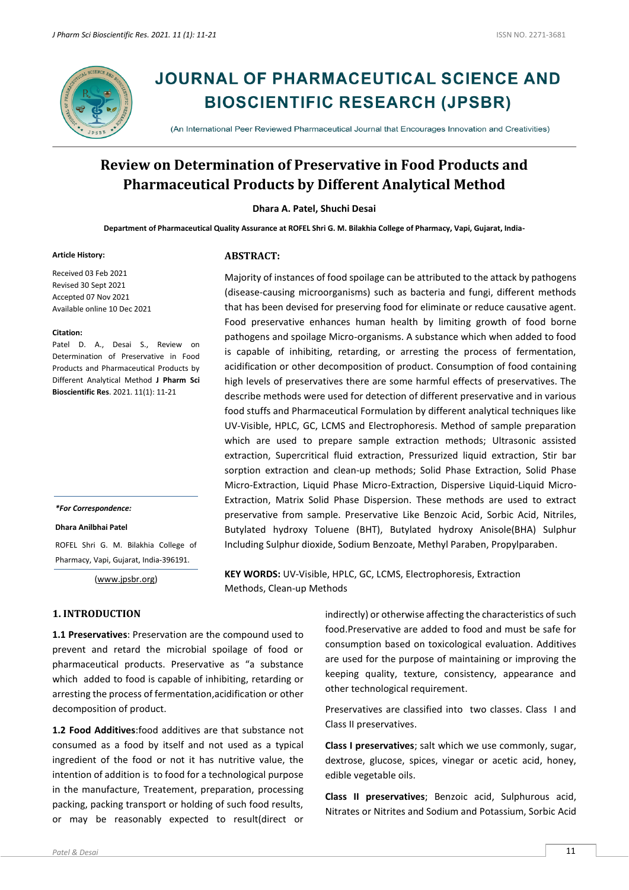# JOURNAL OF PHARMACEUTICAL SCIENCE AND BIOSCIENTIFIC RESEARCH (JPSBR)

(An International Peer Reviewed Pharmaceutical Journal that Encourages Innovation and Creativities)

## Review on Determination of Preservative in Food Products and Pharmaceutical Products by Different Analytical Method

**Dhara A. Patel, Shuchi Desai**

**Department of Pharmaceutical Quality Assurance at ROFEL Shri G. M. Bilakhia College of Pharmacy, Vapi, Gujarat, India-**

**Article History:**

Received 03 Feb 2021
Revised 30 Sept 2021
Accepted 07 Nov 2021
Available online 10 Dec 2021

**Citation:**

Patel D. A., Desai S., Review on Determination of Preservative in Food Products and Pharmaceutical Products by Different Analytical Method **J Pharm Sci Bioscientific Res**. 2021. 11(1): 11-21

***For Correspondence:***

**Dhara Anilbhai Patel**

ROFEL Shri G. M. Bilakhia College of Pharmacy, Vapi, Gujarat, India-396191.

(www.jpsbr.org)

### ABSTRACT:

Majority of instances of food spoilage can be attributed to the attack by pathogens (disease-causing microorganisms) such as bacteria and fungi, different methods that has been devised for preserving food for eliminate or reduce causative agent. Food preservative enhances human health by limiting growth of food borne pathogens and spoilage Micro-organisms. A substance which when added to food is capable of inhibiting, retarding, or arresting the process of fermentation, acidification or other decomposition of product. Consumption of food containing high levels of preservatives there are some harmful effects of preservatives. The describe methods were used for detection of different preservative and in various food stuffs and Pharmaceutical Formulation by different analytical techniques like UV-Visible, HPLC, GC, LCMS and Electrophoresis. Method of sample preparation which are used to prepare sample extraction methods; Ultrasonic assisted extraction, Supercritical fluid extraction, Pressurized liquid extraction, Stir bar sorption extraction and clean-up methods; Solid Phase Extraction, Solid Phase Micro-Extraction, Liquid Phase Micro-Extraction, Dispersive Liquid-Liquid Micro-Extraction, Matrix Solid Phase Dispersion. These methods are used to extract preservative from sample. Preservative Like Benzoic Acid, Sorbic Acid, Nitriles, Butylated hydroxy Toluene (BHT), Butylated hydroxy Anisole(BHA) Sulphur Including Sulphur dioxide, Sodium Benzoate, Methyl Paraben, Propylparaben.

**KEY WORDS:** UV-Visible, HPLC, GC, LCMS, Electrophoresis, Extraction Methods, Clean-up Methods

## 1. INTRODUCTION

**1.1 Preservatives**: Preservation are the compound used to prevent and retard the microbial spoilage of food or pharmaceutical products. Preservative as "a substance which added to food is capable of inhibiting, retarding or arresting the process of fermentation,acidification or other decomposition of product.

**1.2 Food Additives**:food additives are that substance not consumed as a food by itself and not used as a typical ingredient of the food or not it has nutritive value, the intention of addition is to food for a technological purpose in the manufacture, Treatement, preparation, processing packing, packing transport or holding of such food results, or may be reasonably expected to result(direct or indirectly) or otherwise affecting the characteristics of such food.Preservative are added to food and must be safe for consumption based on toxicological evaluation. Additives are used for the purpose of maintaining or improving the keeping quality, texture, consistency, appearance and other technological requirement.

Preservatives are classified into two classes. Class I and Class II preservatives.

**Class I preservatives**; salt which we use commonly, sugar, dextrose, glucose, spices, vinegar or acetic acid, honey, edible vegetable oils.

**Class II preservatives**; Benzoic acid, Sulphurous acid, Nitrates or Nitrites and Sodium and Potassium, Sorbic Acid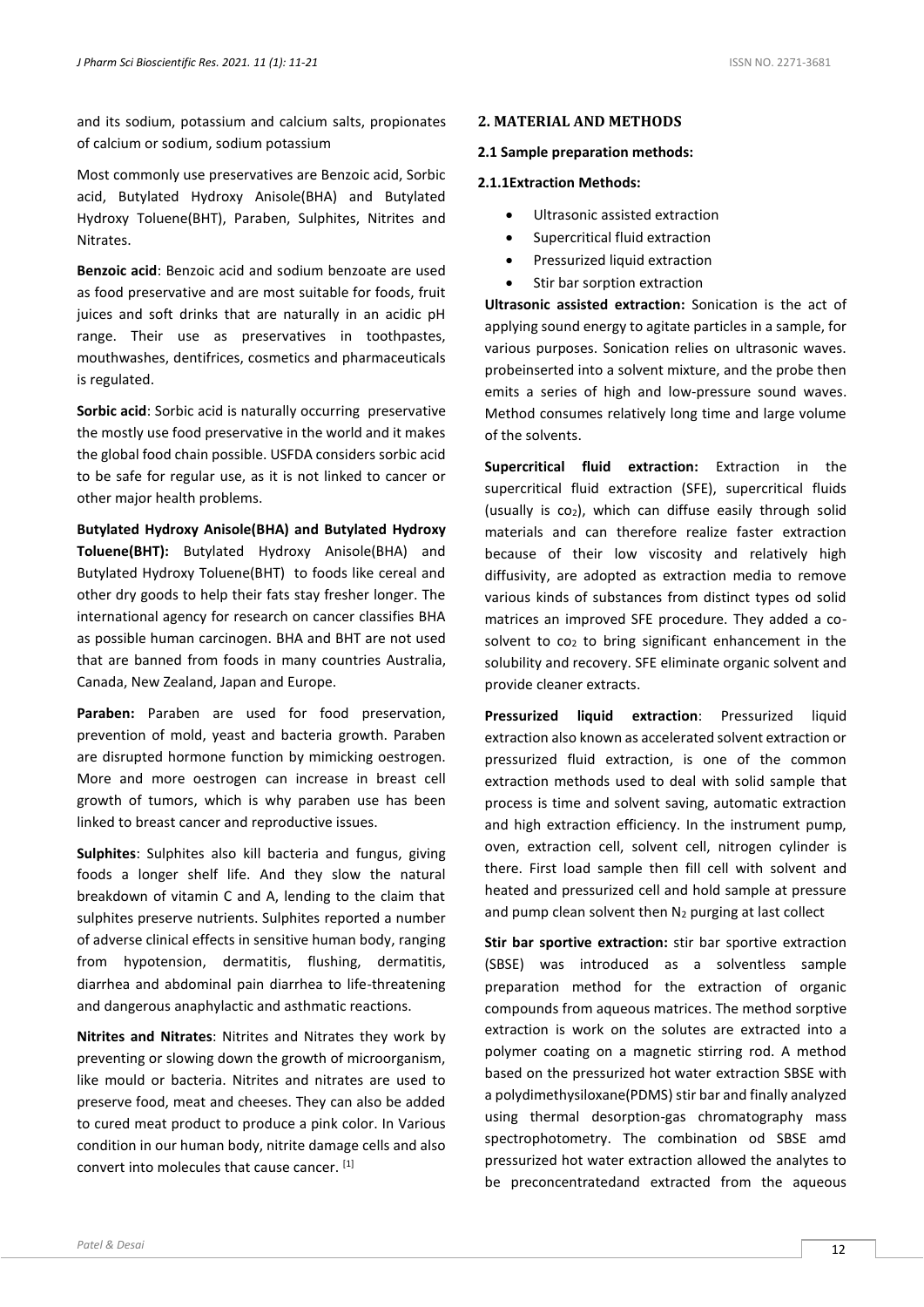and its sodium, potassium and calcium salts, propionates of calcium or sodium, sodium potassium

Most commonly use preservatives are Benzoic acid, Sorbic acid, Butylated Hydroxy Anisole(BHA) and Butylated Hydroxy Toluene(BHT), Paraben, Sulphites, Nitrites and Nitrates.

**Benzoic acid**: Benzoic acid and sodium benzoate are used as food preservative and are most suitable for foods, fruit juices and soft drinks that are naturally in an acidic pH range. Their use as preservatives in toothpastes, mouthwashes, dentifrices, cosmetics and pharmaceuticals is regulated.

**Sorbic acid**: Sorbic acid is naturally occurring preservative the mostly use food preservative in the world and it makes the global food chain possible. USFDA considers sorbic acid to be safe for regular use, as it is not linked to cancer or other major health problems.

**Butylated Hydroxy Anisole(BHA) and Butylated Hydroxy Toluene(BHT):** Butylated Hydroxy Anisole(BHA) and Butylated Hydroxy Toluene(BHT) to foods like cereal and other dry goods to help their fats stay fresher longer. The international agency for research on cancer classifies BHA as possible human carcinogen. BHA and BHT are not used that are banned from foods in many countries Australia, Canada, New Zealand, Japan and Europe.

**Paraben:** Paraben are used for food preservation, prevention of mold, yeast and bacteria growth. Paraben are disrupted hormone function by mimicking oestrogen. More and more oestrogen can increase in breast cell growth of tumors, which is why paraben use has been linked to breast cancer and reproductive issues.

**Sulphites**: Sulphites also kill bacteria and fungus, giving foods a longer shelf life. And they slow the natural breakdown of vitamin C and A, lending to the claim that sulphites preserve nutrients. Sulphites reported a number of adverse clinical effects in sensitive human body, ranging from hypotension, dermatitis, flushing, dermatitis, diarrhea and abdominal pain diarrhea to life-threatening and dangerous anaphylactic and asthmatic reactions.

**Nitrites and Nitrates**: Nitrites and Nitrates they work by preventing or slowing down the growth of microorganism, like mould or bacteria. Nitrites and nitrates are used to preserve food, meat and cheeses. They can also be added to cured meat product to produce a pink color. In Various condition in our human body, nitrite damage cells and also convert into molecules that cause cancer. [1]

## 2. MATERIAL AND METHODS

### 2.1 Sample preparation methods:

#### 2.1.1Extraction Methods:

- Ultrasonic assisted extraction
- Supercritical fluid extraction
- Pressurized liquid extraction
- Stir bar sorption extraction

**Ultrasonic assisted extraction:** Sonication is the act of applying sound energy to agitate particles in a sample, for various purposes. Sonication relies on ultrasonic waves. probeinserted into a solvent mixture, and the probe then emits a series of high and low-pressure sound waves. Method consumes relatively long time and large volume of the solvents.

**Supercritical fluid extraction:** Extraction in the supercritical fluid extraction (SFE), supercritical fluids (usually is $co_2$), which can diffuse easily through solid materials and can therefore realize faster extraction because of their low viscosity and relatively high diffusivity, are adopted as extraction media to remove various kinds of substances from distinct types od solid matrices an improved SFE procedure. They added a co-solvent to $co_2$ to bring significant enhancement in the solubility and recovery. SFE eliminate organic solvent and provide cleaner extracts.

**Pressurized liquid extraction**: Pressurized liquid extraction also known as accelerated solvent extraction or pressurized fluid extraction, is one of the common extraction methods used to deal with solid sample that process is time and solvent saving, automatic extraction and high extraction efficiency. In the instrument pump, oven, extraction cell, solvent cell, nitrogen cylinder is there. First load sample then fill cell with solvent and heated and pressurized cell and hold sample at pressure and pump clean solvent then $N_2$ purging at last collect

**Stir bar sportive extraction:** stir bar sportive extraction (SBSE) was introduced as a solventless sample preparation method for the extraction of organic compounds from aqueous matrices. The method sorptive extraction is work on the solutes are extracted into a polymer coating on a magnetic stirring rod. A method based on the pressurized hot water extraction SBSE with a polydimethysiloxane(PDMS) stir bar and finally analyzed using thermal desorption-gas chromatography mass spectrophotometry. The combination od SBSE amd pressurized hot water extraction allowed the analytes to be preconcentratedand extracted from the aqueous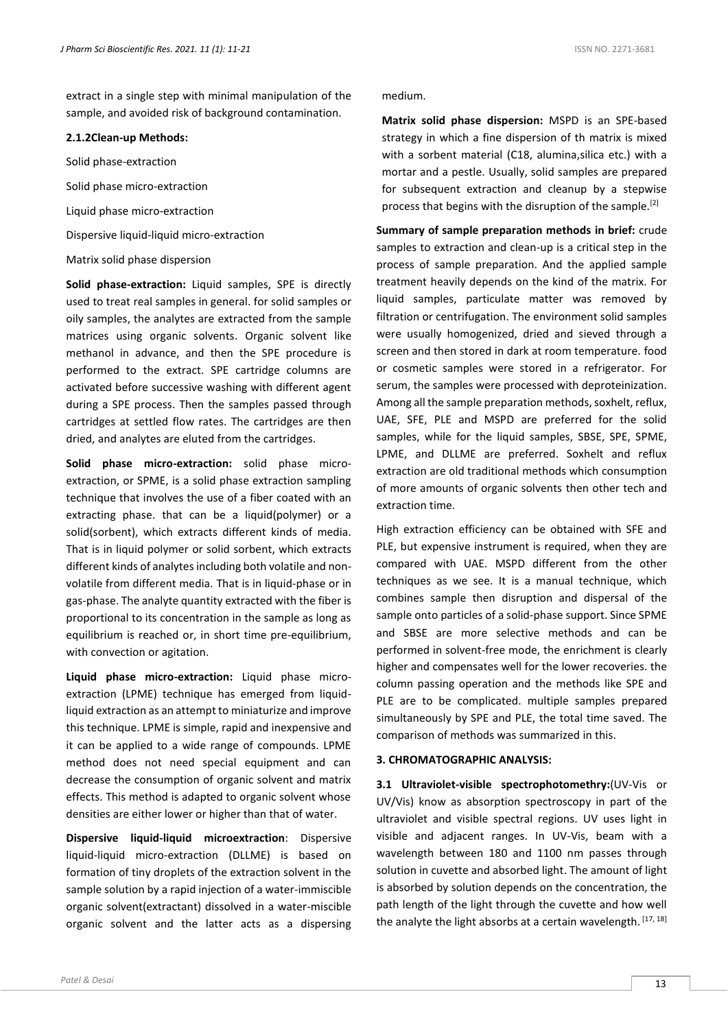extract in a single step with minimal manipulation of the sample, and avoided risk of background contamination.

#### 2.1.2Clean-up Methods:

Solid phase-extraction

Solid phase micro-extraction

Liquid phase micro-extraction

Dispersive liquid-liquid micro-extraction

Matrix solid phase dispersion

**Solid phase-extraction:** Liquid samples, SPE is directly used to treat real samples in general. for solid samples or oily samples, the analytes are extracted from the sample matrices using organic solvents. Organic solvent like methanol in advance, and then the SPE procedure is performed to the extract. SPE cartridge columns are activated before successive washing with different agent during a SPE process. Then the samples passed through cartridges at settled flow rates. The cartridges are then dried, and analytes are eluted from the cartridges.

**Solid phase micro-extraction:** solid phase micro-extraction, or SPME, is a solid phase extraction sampling technique that involves the use of a fiber coated with an extracting phase. that can be a liquid(polymer) or a solid(sorbent), which extracts different kinds of media. That is in liquid polymer or solid sorbent, which extracts different kinds of analytes including both volatile and non-volatile from different media. That is in liquid-phase or in gas-phase. The analyte quantity extracted with the fiber is proportional to its concentration in the sample as long as equilibrium is reached or, in short time pre-equilibrium, with convection or agitation.

**Liquid phase micro-extraction:** Liquid phase micro-extraction (LPME) technique has emerged from liquid-liquid extraction as an attempt to miniaturize and improve this technique. LPME is simple, rapid and inexpensive and it can be applied to a wide range of compounds. LPME method does not need special equipment and can decrease the consumption of organic solvent and matrix effects. This method is adapted to organic solvent whose densities are either lower or higher than that of water.

**Dispersive liquid-liquid microextraction**: Dispersive liquid-liquid micro-extraction (DLLME) is based on formation of tiny droplets of the extraction solvent in the sample solution by a rapid injection of a water-immiscible organic solvent(extractant) dissolved in a water-miscible organic solvent and the latter acts as a dispersing medium.

**Matrix solid phase dispersion:** MSPD is an SPE-based strategy in which a fine dispersion of th matrix is mixed with a sorbent material (C18, alumina,silica etc.) with a mortar and a pestle. Usually, solid samples are prepared for subsequent extraction and cleanup by a stepwise process that begins with the disruption of the sample.[2]

**Summary of sample preparation methods in brief:** crude samples to extraction and clean-up is a critical step in the process of sample preparation. And the applied sample treatment heavily depends on the kind of the matrix. For liquid samples, particulate matter was removed by filtration or centrifugation. The environment solid samples were usually homogenized, dried and sieved through a screen and then stored in dark at room temperature. food or cosmetic samples were stored in a refrigerator. For serum, the samples were processed with deproteinization. Among all the sample preparation methods, soxhelt, reflux, UAE, SFE, PLE and MSPD are preferred for the solid samples, while for the liquid samples, SBSE, SPE, SPME, LPME, and DLLME are preferred. Soxhelt and reflux extraction are old traditional methods which consumption of more amounts of organic solvents then other tech and extraction time.

High extraction efficiency can be obtained with SFE and PLE, but expensive instrument is required, when they are compared with UAE. MSPD different from the other techniques as we see. It is a manual technique, which combines sample then disruption and dispersal of the sample onto particles of a solid-phase support. Since SPME and SBSE are more selective methods and can be performed in solvent-free mode, the enrichment is clearly higher and compensates well for the lower recoveries. the column passing operation and the methods like SPE and PLE are to be complicated. multiple samples prepared simultaneously by SPE and PLE, the total time saved. The comparison of methods was summarized in this.

## 3. CHROMATOGRAPHIC ANALYSIS:

**3.1 Ultraviolet-visible spectrophotomethry:**(UV-Vis or UV/Vis) know as absorption spectroscopy in part of the ultraviolet and visible spectral regions. UV uses light in visible and adjacent ranges. In UV-Vis, beam with a wavelength between 180 and 1100 nm passes through solution in cuvette and absorbed light. The amount of light is absorbed by solution depends on the concentration, the path length of the light through the cuvette and how well the analyte the light absorbs at a certain wavelength. [17, 18]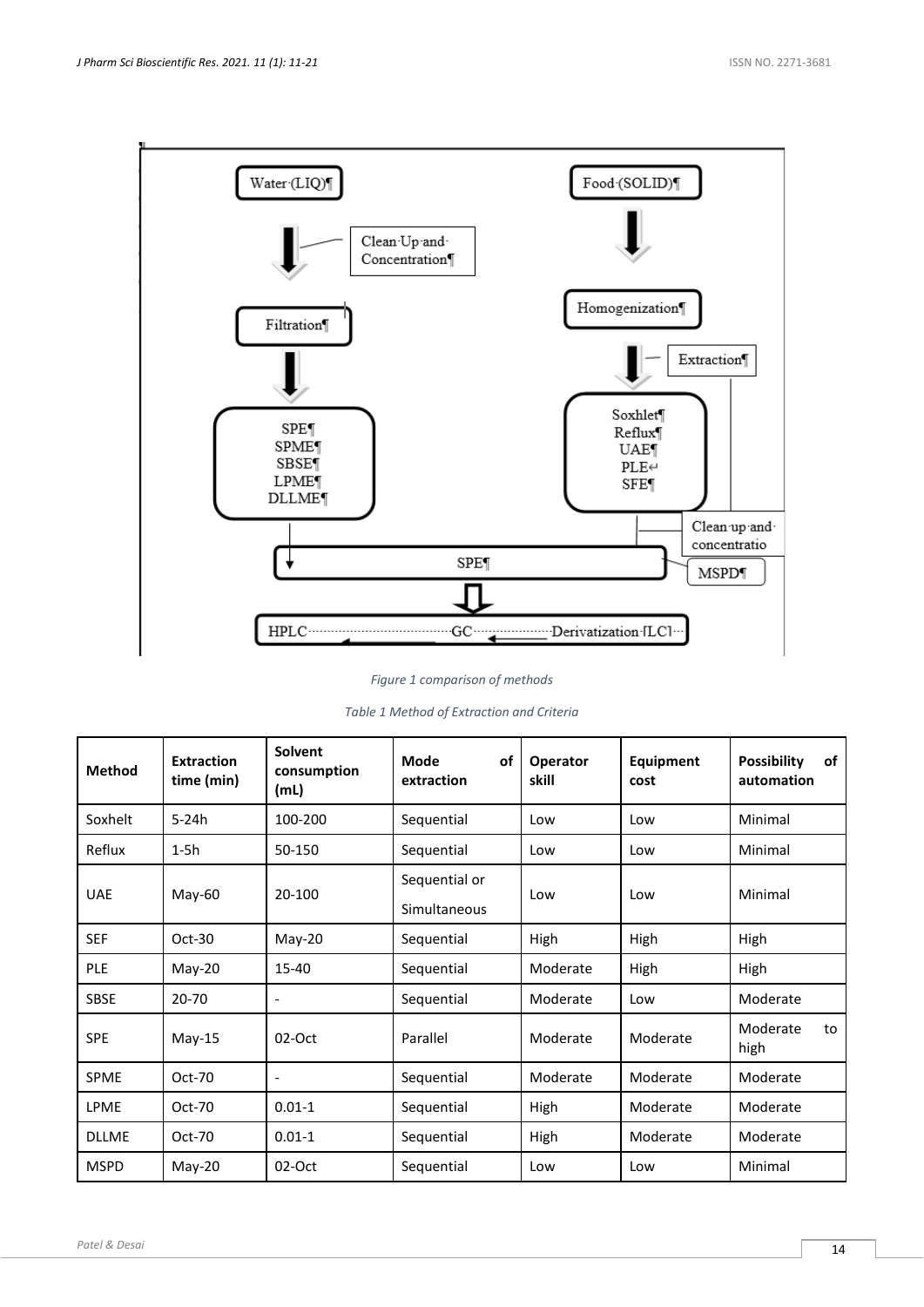*Figure 1 comparison of methods*

*Table 1 Method of Extraction and Criteria*

| Method | Extraction time (min) | Solvent consumption (mL) | Mode of extraction | Operator skill | Equipment cost | Possibility of automation |
|---|---|---|---|---|---|---|
| Soxhelt | 5-24h | 100-200 | Sequential | Low | Low | Minimal |
| Reflux | 1-5h | 50-150 | Sequential | Low | Low | Minimal |
| UAE | May-60 | 20-100 | Sequential or Simultaneous | Low | Low | Minimal |
| SEF | Oct-30 | May-20 | Sequential | High | High | High |
| PLE | May-20 | 15-40 | Sequential | Moderate | High | High |
| SBSE | 20-70 | - | Sequential | Moderate | Low | Moderate |
| SPE | May-15 | 02-Oct | Parallel | Moderate | Moderate | Moderate to high |
| SPME | Oct-70 | - | Sequential | Moderate | Moderate | Moderate |
| LPME | Oct-70 | 0.01-1 | Sequential | High | Moderate | Moderate |
| DLLME | Oct-70 | 0.01-1 | Sequential | High | Moderate | Moderate |
| MSPD | May-20 | 02-Oct | Sequential | Low | Low | Minimal |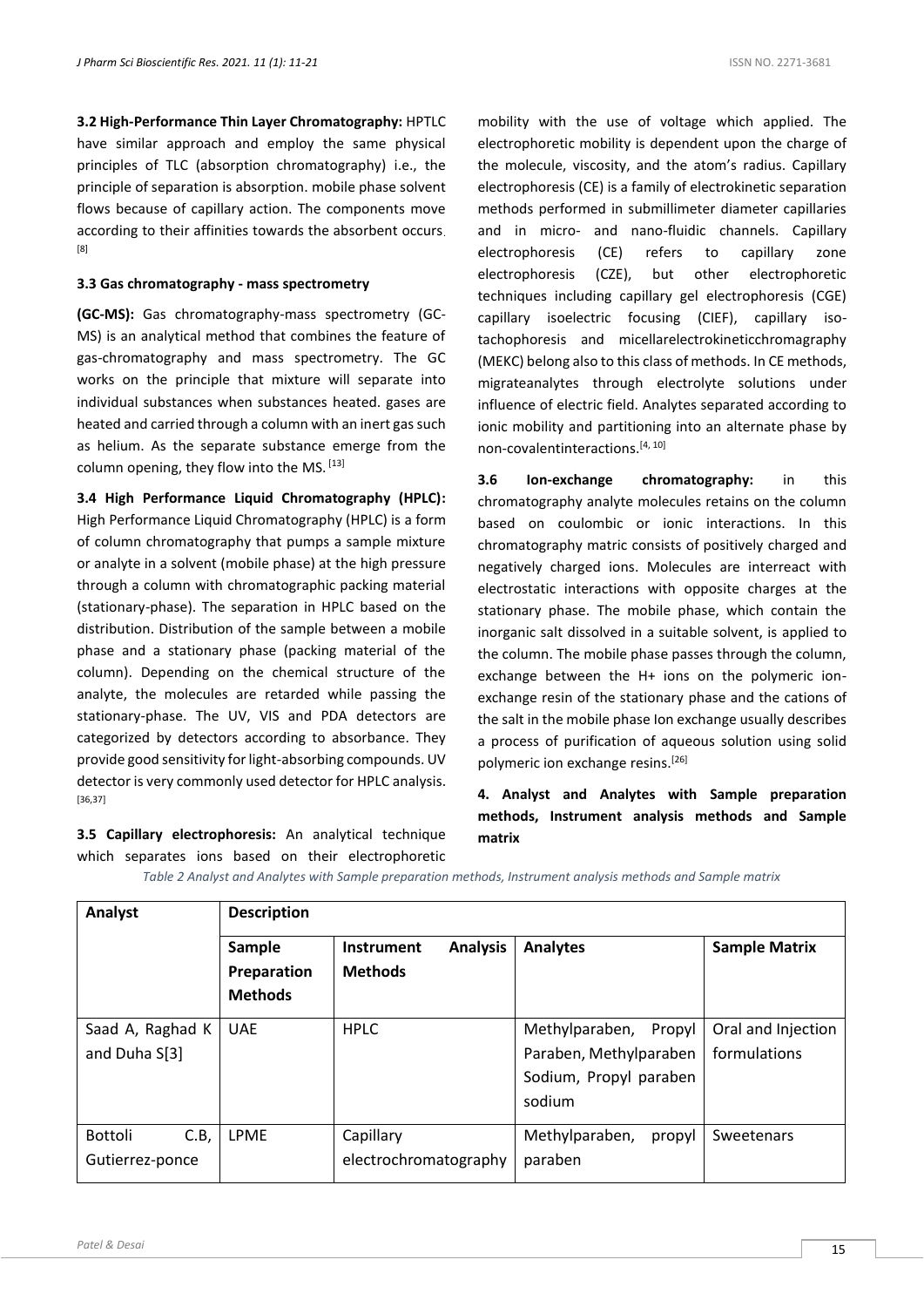**3.2 High-Performance Thin Layer Chromatography:** HPTLC have similar approach and employ the same physical principles of TLC (absorption chromatography) i.e., the principle of separation is absorption. mobile phase solvent flows because of capillary action. The components move according to their affinities towards the absorbent occurs. [8]

**3.3 Gas chromatography - mass spectrometry**

**(GC-MS):** Gas chromatography-mass spectrometry (GC-MS) is an analytical method that combines the feature of gas-chromatography and mass spectrometry. The GC works on the principle that mixture will separate into individual substances when substances heated. gases are heated and carried through a column with an inert gas such as helium. As the separate substance emerge from the column opening, they flow into the MS. [13]

**3.4 High Performance Liquid Chromatography (HPLC):** High Performance Liquid Chromatography (HPLC) is a form of column chromatography that pumps a sample mixture or analyte in a solvent (mobile phase) at the high pressure through a column with chromatographic packing material (stationary-phase). The separation in HPLC based on the distribution. Distribution of the sample between a mobile phase and a stationary phase (packing material of the column). Depending on the chemical structure of the analyte, the molecules are retarded while passing the stationary-phase. The UV, VIS and PDA detectors are categorized by detectors according to absorbance. They provide good sensitivity for light-absorbing compounds. UV detector is very commonly used detector for HPLC analysis. [36,37]

**3.5 Capillary electrophoresis:** An analytical technique which separates ions based on their electrophoretic mobility with the use of voltage which applied. The electrophoretic mobility is dependent upon the charge of the molecule, viscosity, and the atom's radius. Capillary electrophoresis (CE) is a family of electrokinetic separation methods performed in submillimeter diameter capillaries and in micro- and nano-fluidic channels. Capillary electrophoresis (CE) refers to capillary zone electrophoresis (CZE), but other electrophoretic techniques including capillary gel electrophoresis (CGE) capillary isoelectric focusing (CIEF), capillary isotachophoresis and micellarelectrokineticchromagraphy (MEKC) belong also to this class of methods. In CE methods, migrateanalytes through electrolyte solutions under influence of electric field. Analytes separated according to ionic mobility and partitioning into an alternate phase by non-covalentinteractions. [4, 10]

**3.6 Ion-exchange chromatography:** in this chromatography analyte molecules retains on the column based on coulombic or ionic interactions. In this chromatography matric consists of positively charged and negatively charged ions. Molecules are interreact with electrostatic interactions with opposite charges at the stationary phase. The mobile phase, which contain the inorganic salt dissolved in a suitable solvent, is applied to the column. The mobile phase passes through the column, exchange between the H+ ions on the polymeric ion-exchange resin of the stationary phase and the cations of the salt in the mobile phase Ion exchange usually describes a process of purification of aqueous solution using solid polymeric ion exchange resins. [26]

**4. Analyst and Analytes with Sample preparation methods, Instrument analysis methods and Sample matrix**

*Table 2 Analyst and Analytes with Sample preparation methods, Instrument analysis methods and Sample matrix*

| Analyst | Description | | | |
|---|---|---|---|---|
| | **Sample Preparation Methods** | **Instrument Analysis Methods** | **Analytes** | **Sample Matrix** |
| Saad A, Raghad K and Duha S[3] | UAE | HPLC | Methylparaben, Propyl Paraben, Methylparaben Sodium, Propyl paraben sodium | Oral and Injection formulations |
| Bottoli C.B, Gutierrez-ponce | LPME | Capillary electrochromatography | Methylparaben, propyl paraben | Sweetenars |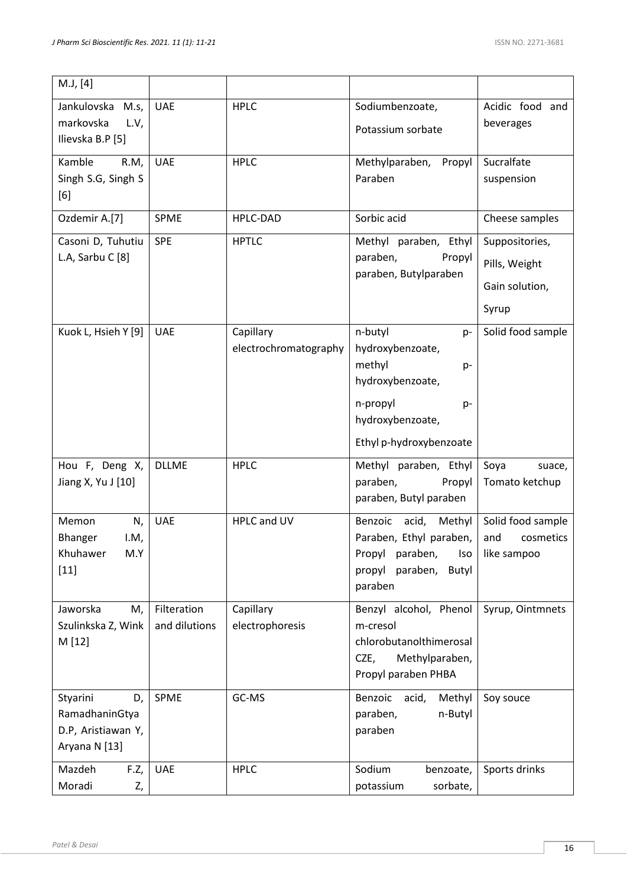| | | | | |
|---|---|---|---|---|
| M.J, [4] | | | | |
| Jankulovska M.s, markovska L.V, Ilievska B.P [5] | UAE | HPLC | Sodiumbenzoate, Potassium sorbate | Acidic food and beverages |
| Kamble R.M, Singh S.G, Singh S [6] | UAE | HPLC | Methylparaben, Propyl Paraben | Sucralfate suspension |
| Ozdemir A.[7] | SPME | HPLC-DAD | Sorbic acid | Cheese samples |
| Casoni D, Tuhutiu L.A, Sarbu C [8] | SPE | HPTLC | Methyl paraben, Ethyl paraben, Propyl paraben, Butylparaben | Suppositories, Pills, Weight Gain solution, Syrup |
| Kuok L, Hsieh Y [9] | UAE | Capillary electrochromatography | n-butyl p-hydroxybenzoate, methyl p-hydroxybenzoate, n-propyl p-hydroxybenzoate, Ethyl p-hydroxybenzoate | Solid food sample |
| Hou F, Deng X, Jiang X, Yu J [10] | DLLME | HPLC | Methyl paraben, Ethyl paraben, Propyl paraben, Butyl paraben | Soya suace, Tomato ketchup |
| Memon N, Bhanger I.M, Khuhawer M.Y [11] | UAE | HPLC and UV | Benzoic acid, Methyl Paraben, Ethyl paraben, Propyl paraben, Iso propyl paraben, Butyl paraben | Solid food sample and cosmetics like sampoo |
| Jaworska M, Szulinkska Z, Wink M [12] | Filteration and dilutions | Capillary electrophoresis | Benzyl alcohol, Phenol m-cresol chlorobutanolthimerosal CZE, Methylparaben, Propyl paraben PHBA | Syrup, Ointmnets |
| Styarini D, RamadhaninGtya D.P, Aristiawan Y, Aryana N [13] | SPME | GC-MS | Benzoic acid, Methyl paraben, n-Butyl paraben | Soy souce |
| Mazdeh F.Z, Moradi Z, | UAE | HPLC | Sodium benzoate, potassium sorbate, | Sports drinks |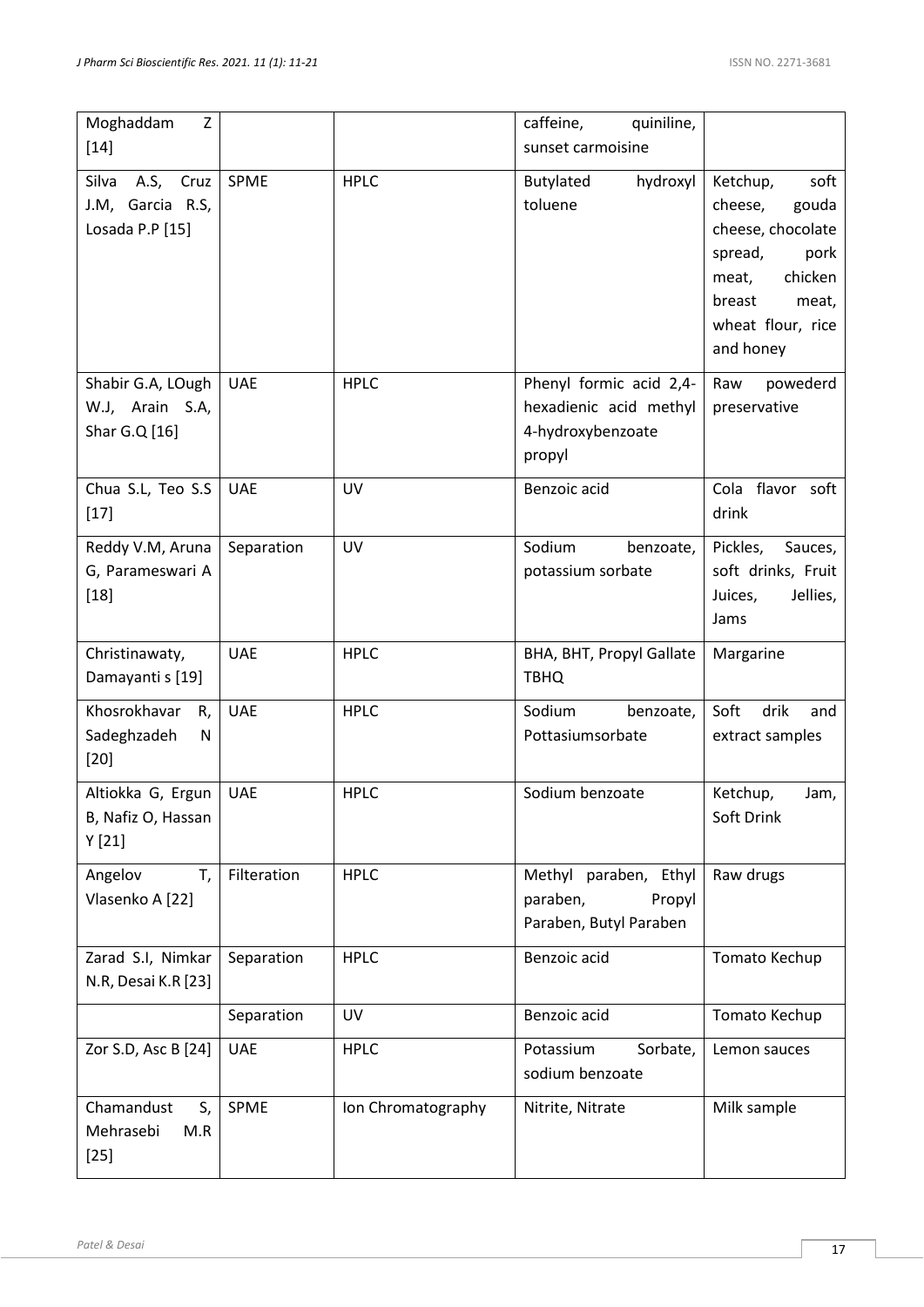| | | | | |
|---|---|---|---|---|
| Moghaddam Z [14] | | | caffeine, quiniline, sunset carmoisine | |
| Silva A.S, Cruz J.M, Garcia R.S, Losada P.P [15] | SPME | HPLC | Butylated hydroxyl toluene | Ketchup, soft cheese, gouda cheese, chocolate spread, pork meat, chicken breast meat, wheat flour, rice and honey |
| Shabir G.A, LOugh W.J, Arain S.A, Shar G.Q [16] | UAE | HPLC | Phenyl formic acid 2,4-hexadienic acid methyl 4-hydroxybenzoate propyl | Raw powederd preservative |
| Chua S.L, Teo S.S [17] | UAE | UV | Benzoic acid | Cola flavor soft drink |
| Reddy V.M, Aruna G, Parameswari A [18] | Separation | UV | Sodium benzoate, potassium sorbate | Pickles, Sauces, soft drinks, Fruit Juices, Jellies, Jams |
| Christinawaty, Damayanti s [19] | UAE | HPLC | BHA, BHT, Propyl Gallate TBHQ | Margarine |
| Khosrokhavar R, Sadeghzadeh N [20] | UAE | HPLC | Sodium benzoate, Pottasiumsorbate | Soft drik and extract samples |
| Altiokka G, Ergun B, Nafiz O, Hassan Y [21] | UAE | HPLC | Sodium benzoate | Ketchup, Jam, Soft Drink |
| Angelov T, Vlasenko A [22] | Filteration | HPLC | Methyl paraben, Ethyl paraben, Propyl Paraben, Butyl Paraben | Raw drugs |
| Zarad S.I, Nimkar N.R, Desai K.R [23] | Separation | HPLC | Benzoic acid | Tomato Kechup |
| | Separation | UV | Benzoic acid | Tomato Kechup |
| Zor S.D, Asc B [24] | UAE | HPLC | Potassium Sorbate, sodium benzoate | Lemon sauces |
| Chamandust S, Mehrasebi M.R [25] | SPME | Ion Chromatography | Nitrite, Nitrate | Milk sample |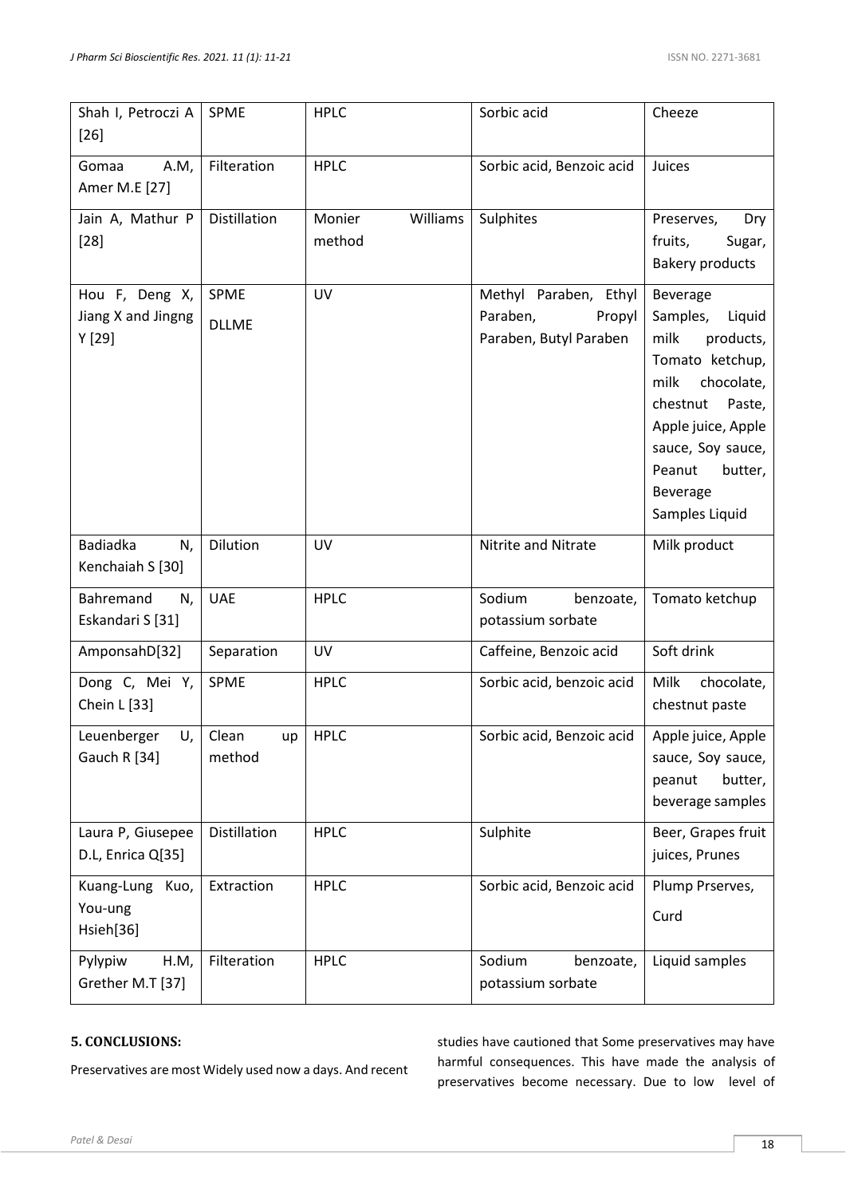| Shah I, Petroczi A [26] | SPME | HPLC | Sorbic acid | Cheeze |
|---|---|---|---|---|
| Gomaa A.M, Amer M.E [27] | Filteration | HPLC | Sorbic acid, Benzoic acid | Juices |
| Jain A, Mathur P [28] | Distillation | Monier Williams method | Sulphites | Preserves, Dry fruits, Sugar, Bakery products |
| Hou F, Deng X, Jiang X and Jingng Y [29] | SPME DLLME | UV | Methyl Paraben, Ethyl Paraben, Propyl Paraben, Butyl Paraben | Beverage Samples, Liquid milk products, Tomato ketchup, milk chocolate, chestnut Paste, Apple juice, Apple sauce, Soy sauce, Peanut butter, Beverage Samples Liquid |
| Badiadka N, Kenchaiah S [30] | Dilution | UV | Nitrite and Nitrate | Milk product |
| Bahremand N, Eskandari S [31] | UAE | HPLC | Sodium benzoate, potassium sorbate | Tomato ketchup |
| AmponsahD[32] | Separation | UV | Caffeine, Benzoic acid | Soft drink |
| Dong C, Mei Y, Chein L [33] | SPME | HPLC | Sorbic acid, benzoic acid | Milk chocolate, chestnut paste |
| Leuenberger U, Gauch R [34] | Clean up method | HPLC | Sorbic acid, Benzoic acid | Apple juice, Apple sauce, Soy sauce, peanut butter, beverage samples |
| Laura P, Giusepee D.L, Enrica Q[35] | Distillation | HPLC | Sulphite | Beer, Grapes fruit juices, Prunes |
| Kuang-Lung Kuo, You-ung Hsieh[36] | Extraction | HPLC | Sorbic acid, Benzoic acid | Plump Prserves, Curd |
| Pylypiw H.M, Grether M.T [37] | Filteration | HPLC | Sodium benzoate, potassium sorbate | Liquid samples |

## 5. CONCLUSIONS:

Preservatives are most Widely used now a days. And recent studies have cautioned that Some preservatives may have harmful consequences. This have made the analysis of preservatives become necessary. Due to low level of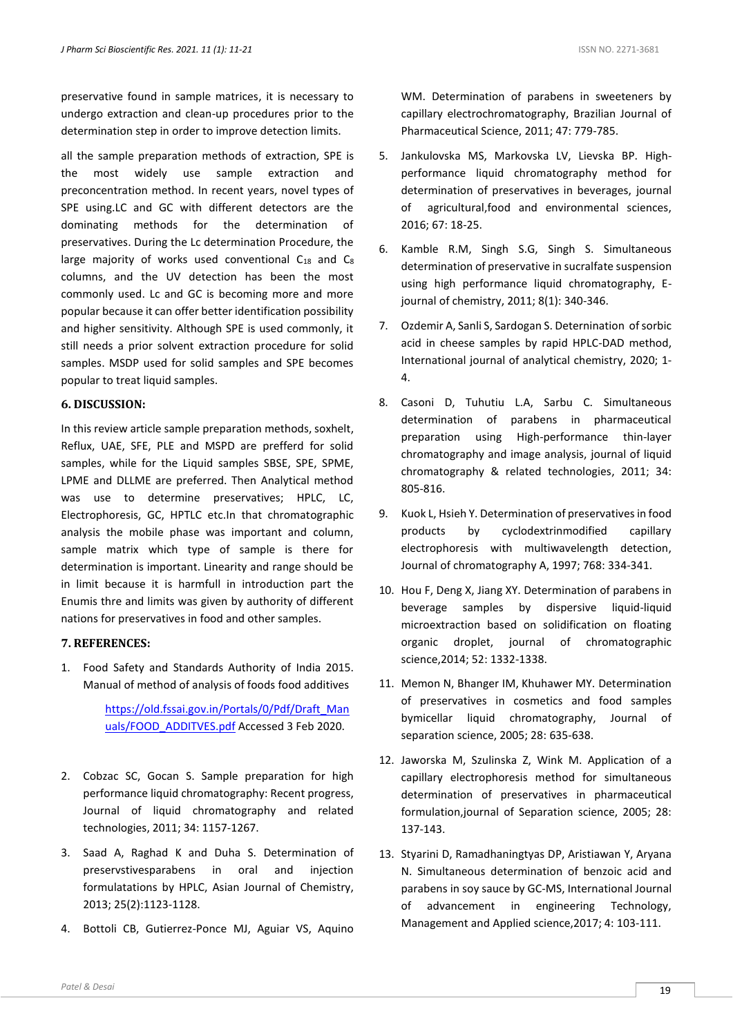preservative found in sample matrices, it is necessary to undergo extraction and clean-up procedures prior to the determination step in order to improve detection limits.

all the sample preparation methods of extraction, SPE is the most widely use sample extraction and preconcentration method. In recent years, novel types of SPE using.LC and GC with different detectors are the dominating methods for the determination of preservatives. During the Lc determination Procedure, the large majority of works used conventional $C_{18}$ and $C_8$ columns, and the UV detection has been the most commonly used. Lc and GC is becoming more and more popular because it can offer better identification possibility and higher sensitivity. Although SPE is used commonly, it still needs a prior solvent extraction procedure for solid samples. MSDP used for solid samples and SPE becomes popular to treat liquid samples.

## 6. DISCUSSION:

In this review article sample preparation methods, soxhelt, Reflux, UAE, SFE, PLE and MSPD are prefferd for solid samples, while for the Liquid samples SBSE, SPE, SPME, LPME and DLLME are preferred. Then Analytical method was use to determine preservatives; HPLC, LC, Electrophoresis, GC, HPTLC etc.In that chromatographic analysis the mobile phase was important and column, sample matrix which type of sample is there for determination is important. Linearity and range should be in limit because it is harmfull in introduction part the Enumis thre and limits was given by authority of different nations for preservatives in food and other samples.

## 7. REFERENCES:

1. Food Safety and Standards Authority of India 2015. Manual of method of analysis of foods food additives

   https://old.fssai.gov.in/Portals/0/Pdf/Draft_Manuals/FOOD_ADDITVES.pdf Accessed 3 Feb 2020.

2. Cobzac SC, Gocan S. Sample preparation for high performance liquid chromatography: Recent progress, Journal of liquid chromatography and related technologies, 2011; 34: 1157-1267.
3. Saad A, Raghad K and Duha S. Determination of preservstivesparabens in oral and injection formulatations by HPLC, Asian Journal of Chemistry, 2013; 25(2):1123-1128.
4. Bottoli CB, Gutierrez-Ponce MJ, Aguiar VS, Aquino WM. Determination of parabens in sweeteners by capillary electrochromatography, Brazilian Journal of Pharmaceutical Science, 2011; 47: 779-785.
5. Jankulovska MS, Markovska LV, Lievska BP. High-performance liquid chromatography method for determination of preservatives in beverages, journal of agricultural,food and environmental sciences, 2016; 67: 18-25.
6. Kamble R.M, Singh S.G, Singh S. Simultaneous determination of preservative in sucralfate suspension using high performance liquid chromatography, E-journal of chemistry, 2011; 8(1): 340-346.
7. Ozdemir A, Sanli S, Sardogan S. Deternination of sorbic acid in cheese samples by rapid HPLC-DAD method, International journal of analytical chemistry, 2020; 1-4.
8. Casoni D, Tuhutiu L.A, Sarbu C. Simultaneous determination of parabens in pharmaceutical preparation using High-performance thin-layer chromatography and image analysis, journal of liquid chromatography & related technologies, 2011; 34: 805-816.
9. Kuok L, Hsieh Y. Determination of preservatives in food products by cyclodextrinmodified capillary electrophoresis with multiwavelength detection, Journal of chromatography A, 1997; 768: 334-341.
10. Hou F, Deng X, Jiang XY. Determination of parabens in beverage samples by dispersive liquid-liquid microextraction based on solidification on floating organic droplet, journal of chromatographic science,2014; 52: 1332-1338.
11. Memon N, Bhanger IM, Khuhawer MY. Determination of preservatives in cosmetics and food samples bymicellar liquid chromatography, Journal of separation science, 2005; 28: 635-638.
12. Jaworska M, Szulinska Z, Wink M. Application of a capillary electrophoresis method for simultaneous determination of preservatives in pharmaceutical formulation,journal of Separation science, 2005; 28: 137-143.
13. Styarini D, Ramadhaningtyas DP, Aristiawan Y, Aryana N. Simultaneous determination of benzoic acid and parabens in soy sauce by GC-MS, International Journal of advancement in engineering Technology, Management and Applied science,2017; 4: 103-111.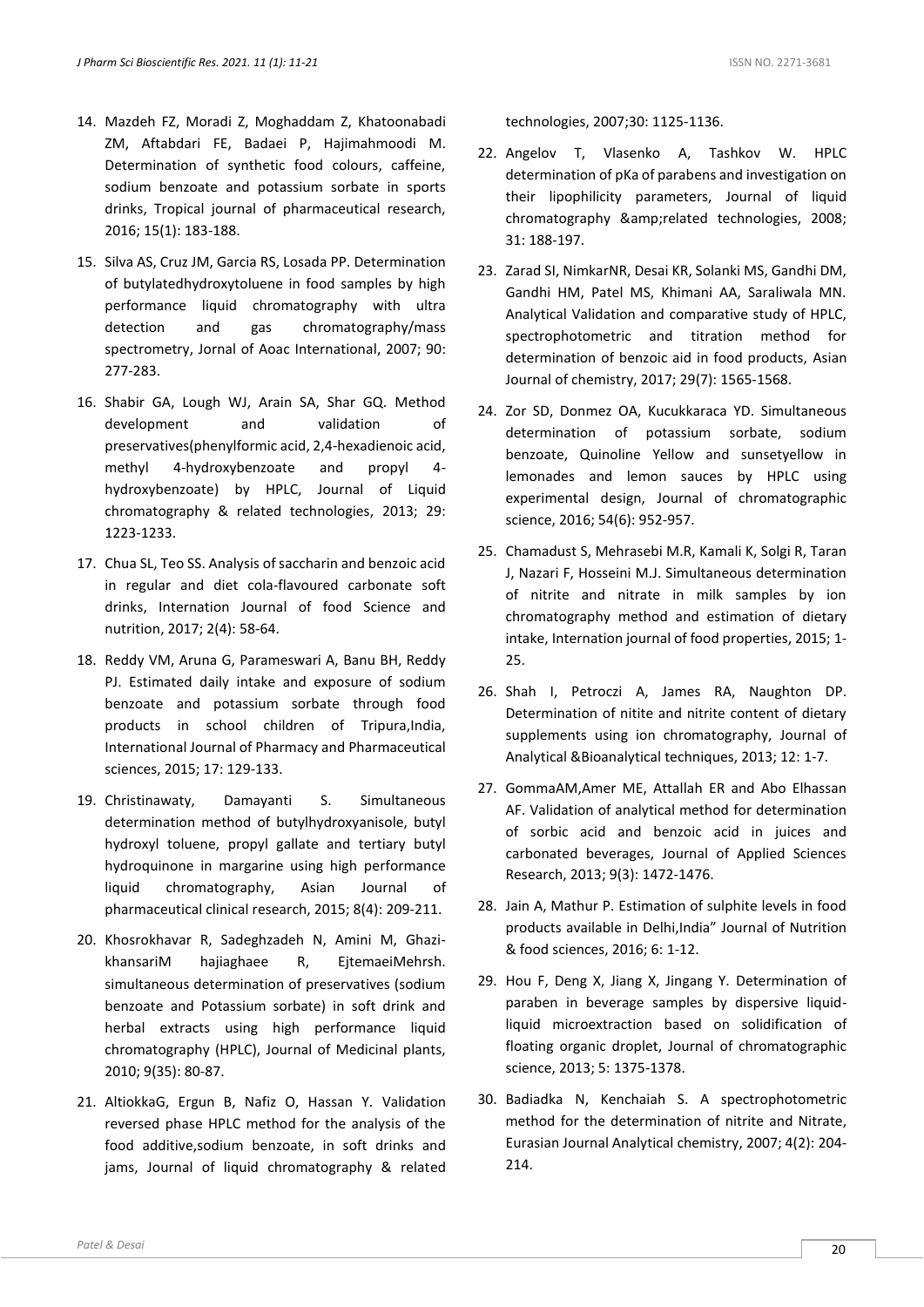14. Mazdeh FZ, Moradi Z, Moghaddam Z, Khatoonabadi ZM, Aftabdari FE, Badaei P, Hajimahmoodi M. Determination of synthetic food colours, caffeine, sodium benzoate and potassium sorbate in sports drinks, Tropical journal of pharmaceutical research, 2016; 15(1): 183-188.

15. Silva AS, Cruz JM, Garcia RS, Losada PP. Determination of butylatedhydroxytoluene in food samples by high performance liquid chromatography with ultra detection and gas chromatography/mass spectrometry, Jornal of Aoac International, 2007; 90: 277-283.

16. Shabir GA, Lough WJ, Arain SA, Shar GQ. Method development and validation of preservatives(phenylformic acid, 2,4-hexadienoic acid, methyl 4-hydroxybenzoate and propyl 4-hydroxybenzoate) by HPLC, Journal of Liquid chromatography & related technologies, 2013; 29: 1223-1233.

17. Chua SL, Teo SS. Analysis of saccharin and benzoic acid in regular and diet cola-flavoured carbonate soft drinks, Internation Journal of food Science and nutrition, 2017; 2(4): 58-64.

18. Reddy VM, Aruna G, Parameswari A, Banu BH, Reddy PJ. Estimated daily intake and exposure of sodium benzoate and potassium sorbate through food products in school children of Tripura,India, International Journal of Pharmacy and Pharmaceutical sciences, 2015; 17: 129-133.

19. Christinawaty, Damayanti S. Simultaneous determination method of butylhydroxyanisole, butyl hydroxyl toluene, propyl gallate and tertiary butyl hydroquinone in margarine using high performance liquid chromatography, Asian Journal of pharmaceutical clinical research, 2015; 8(4): 209-211.

20. Khosrokhavar R, Sadeghzadeh N, Amini M, Ghazi-khansariM hajiaghaee R, EjtemaeiMehrsh. simultaneous determination of preservatives (sodium benzoate and Potassium sorbate) in soft drink and herbal extracts using high performance liquid chromatography (HPLC), Journal of Medicinal plants, 2010; 9(35): 80-87.

21. AltiokkaG, Ergun B, Nafiz O, Hassan Y. Validation reversed phase HPLC method for the analysis of the food additive,sodium benzoate, in soft drinks and jams, Journal of liquid chromatography & related technologies, 2007;30: 1125-1136.

22. Angelov T, Vlasenko A, Tashkov W. HPLC determination of pKa of parabens and investigation on their lipophilicity parameters, Journal of liquid chromatography &amp;related technologies, 2008; 31: 188-197.

23. Zarad SI, NimkarNR, Desai KR, Solanki MS, Gandhi DM, Gandhi HM, Patel MS, Khimani AA, Saraliwala MN. Analytical Validation and comparative study of HPLC, spectrophotometric and titration method for determination of benzoic aid in food products, Asian Journal of chemistry, 2017; 29(7): 1565-1568.

24. Zor SD, Donmez OA, Kucukkaraca YD. Simultaneous determination of potassium sorbate, sodium benzoate, Quinoline Yellow and sunsetyellow in lemonades and lemon sauces by HPLC using experimental design, Journal of chromatographic science, 2016; 54(6): 952-957.

25. Chamadust S, Mehrasebi M.R, Kamali K, Solgi R, Taran J, Nazari F, Hosseini M.J. Simultaneous determination of nitrite and nitrate in milk samples by ion chromatography method and estimation of dietary intake, Internation journal of food properties, 2015; 1-25.

26. Shah I, Petroczi A, James RA, Naughton DP. Determination of nitite and nitrite content of dietary supplements using ion chromatography, Journal of Analytical &Bioanalytical techniques, 2013; 12: 1-7.

27. GommaAM,Amer ME, Attallah ER and Abo Elhassan AF. Validation of analytical method for determination of sorbic acid and benzoic acid in juices and carbonated beverages, Journal of Applied Sciences Research, 2013; 9(3): 1472-1476.

28. Jain A, Mathur P. Estimation of sulphite levels in food products available in Delhi,India" Journal of Nutrition & food sciences, 2016; 6: 1-12.

29. Hou F, Deng X, Jiang X, Jingang Y. Determination of paraben in beverage samples by dispersive liquid-liquid microextraction based on solidification of floating organic droplet, Journal of chromatographic science, 2013; 5: 1375-1378.

30. Badiadka N, Kenchaiah S. A spectrophotometric method for the determination of nitrite and Nitrate, Eurasian Journal Analytical chemistry, 2007; 4(2): 204-214.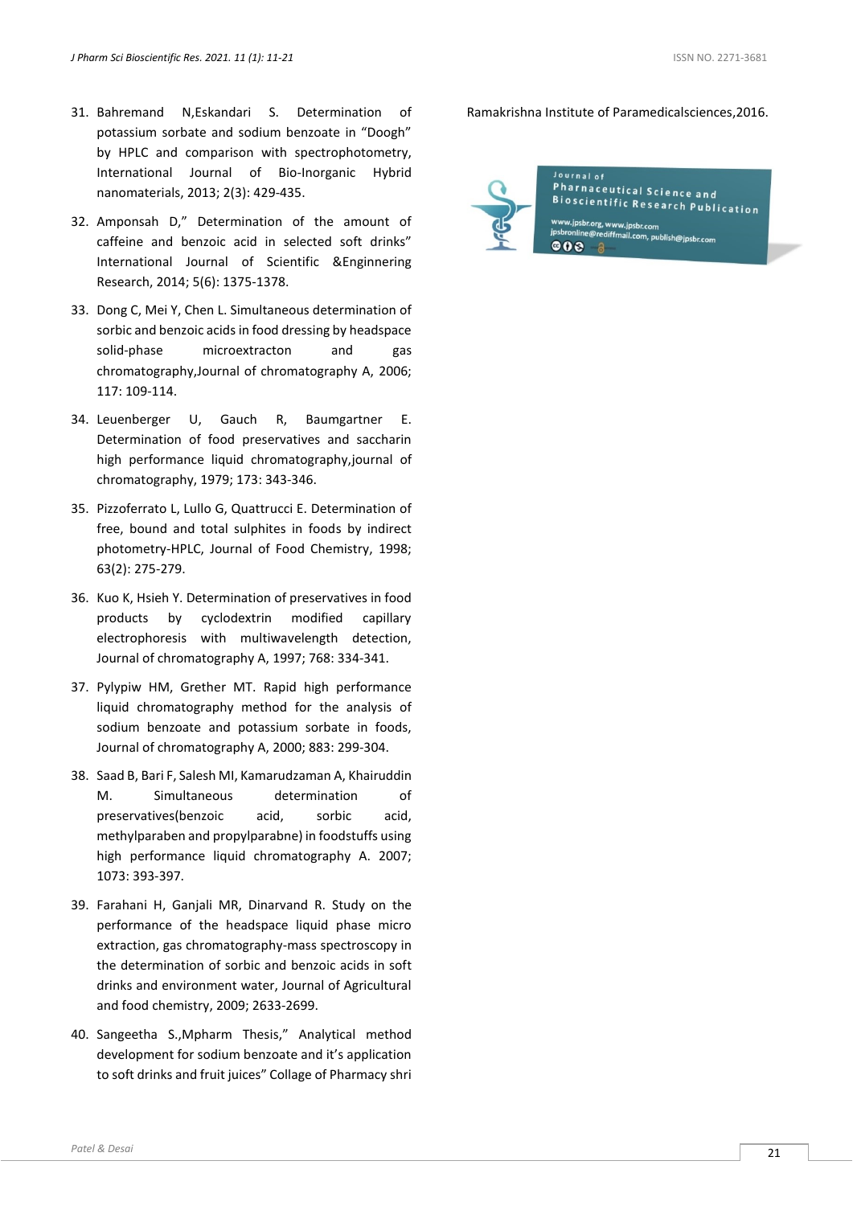31. Bahremand N,Eskandari S. Determination of potassium sorbate and sodium benzoate in "Doogh" by HPLC and comparison with spectrophotometry, International Journal of Bio-Inorganic Hybrid nanomaterials, 2013; 2(3): 429-435.

32. Amponsah D," Determination of the amount of caffeine and benzoic acid in selected soft drinks" International Journal of Scientific &Enginnering Research, 2014; 5(6): 1375-1378.

33. Dong C, Mei Y, Chen L. Simultaneous determination of sorbic and benzoic acids in food dressing by headspace solid-phase microextracton and gas chromatography,Journal of chromatography A, 2006; 117: 109-114.

34. Leuenberger U, Gauch R, Baumgartner E. Determination of food preservatives and saccharin high performance liquid chromatography,journal of chromatography, 1979; 173: 343-346.

35. Pizzoferrato L, Lullo G, Quattrucci E. Determination of free, bound and total sulphites in foods by indirect photometry-HPLC, Journal of Food Chemistry, 1998; 63(2): 275-279.

36. Kuo K, Hsieh Y. Determination of preservatives in food products by cyclodextrin modified capillary electrophoresis with multiwavelength detection, Journal of chromatography A, 1997; 768: 334-341.

37. Pylypiw HM, Grether MT. Rapid high performance liquid chromatography method for the analysis of sodium benzoate and potassium sorbate in foods, Journal of chromatography A, 2000; 883: 299-304.

38. Saad B, Bari F, Salesh MI, Kamarudzaman A, Khairuddin M. Simultaneous determination of preservatives(benzoic acid, sorbic acid, methylparaben and propylparabne) in foodstuffs using high performance liquid chromatography A. 2007; 1073: 393-397.

39. Farahani H, Ganjali MR, Dinarvand R. Study on the performance of the headspace liquid phase micro extraction, gas chromatography-mass spectroscopy in the determination of sorbic and benzoic acids in soft drinks and environment water, Journal of Agricultural and food chemistry, 2009; 2633-2699.

40. Sangeetha S.,Mpharm Thesis," Analytical method development for sodium benzoate and it's application to soft drinks and fruit juices" Collage of Pharmacy shri Ramakrishna Institute of Paramedicalsciences,2016.

Journal of Pharmaceutical Science and Bioscientific Research Publication

www.jpsbr.org, www.jpsbr.com
jpsbronline@rediffmail.com, publish@jpsbr.com